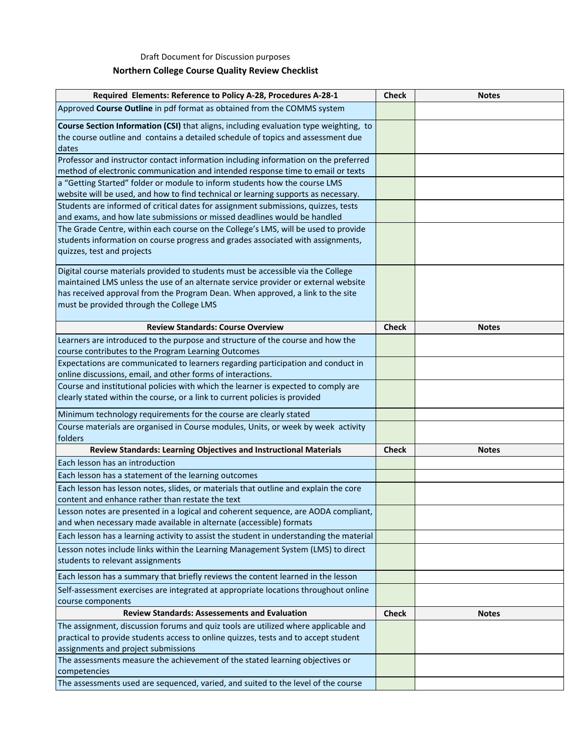Draft Document for Discussion purposes

## Northern College Course Quality Review Checklist

| Required Elements: Reference to Policy A-28, Procedures A-28-1 | Check | Notes |
|---|---|---|
| Approved **Course Outline** in pdf format as obtained from the COMMS system | | |
| **Course Section Information (CSI)** that aligns, including evaluation type weighting, to the course outline and contains a detailed schedule of topics and assessment due dates | | |
| Professor and instructor contact information including information on the preferred method of electronic communication and intended response time to email or texts | | |
| a "Getting Started" folder or module to inform students how the course LMS website will be used, and how to find technical or learning supports as necessary. | | |
| Students are informed of critical dates for assignment submissions, quizzes, tests and exams, and how late submissions or missed deadlines would be handled | | |
| The Grade Centre, within each course on the College's LMS, will be used to provide students information on course progress and grades associated with assignments, quizzes, test and projects | | |
| Digital course materials provided to students must be accessible via the College maintained LMS unless the use of an alternate service provider or external website has received approval from the Program Dean. When approved, a link to the site must be provided through the College LMS | | |
| **Review Standards: Course Overview** | **Check** | **Notes** |
| Learners are introduced to the purpose and structure of the course and how the course contributes to the Program Learning Outcomes | | |
| Expectations are communicated to learners regarding participation and conduct in online discussions, email, and other forms of interactions. | | |
| Course and institutional policies with which the learner is expected to comply are clearly stated within the course, or a link to current policies is provided | | |
| Minimum technology requirements for the course are clearly stated | | |
| Course materials are organised in Course modules, Units, or week by week activity folders | | |
| **Review Standards: Learning Objectives and Instructional Materials** | **Check** | **Notes** |
| Each lesson has an introduction | | |
| Each lesson has a statement of the learning outcomes | | |
| Each lesson has lesson notes, slides, or materials that outline and explain the core content and enhance rather than restate the text | | |
| Lesson notes are presented in a logical and coherent sequence, are AODA compliant, and when necessary made available in alternate (accessible) formats | | |
| Each lesson has a learning activity to assist the student in understanding the material | | |
| Lesson notes include links within the Learning Management System (LMS) to direct students to relevant assignments | | |
| Each lesson has a summary that briefly reviews the content learned in the lesson | | |
| Self-assessment exercises are integrated at appropriate locations throughout online course components | | |
| **Review Standards: Assessements and Evaluation** | **Check** | **Notes** |
| The assignment, discussion forums and quiz tools are utilized where applicable and practical to provide students access to online quizzes, tests and to accept student assignments and project submissions | | |
| The assessments measure the achievement of the stated learning objectives or competencies | | |
| The assessments used are sequenced, varied, and suited to the level of the course | | |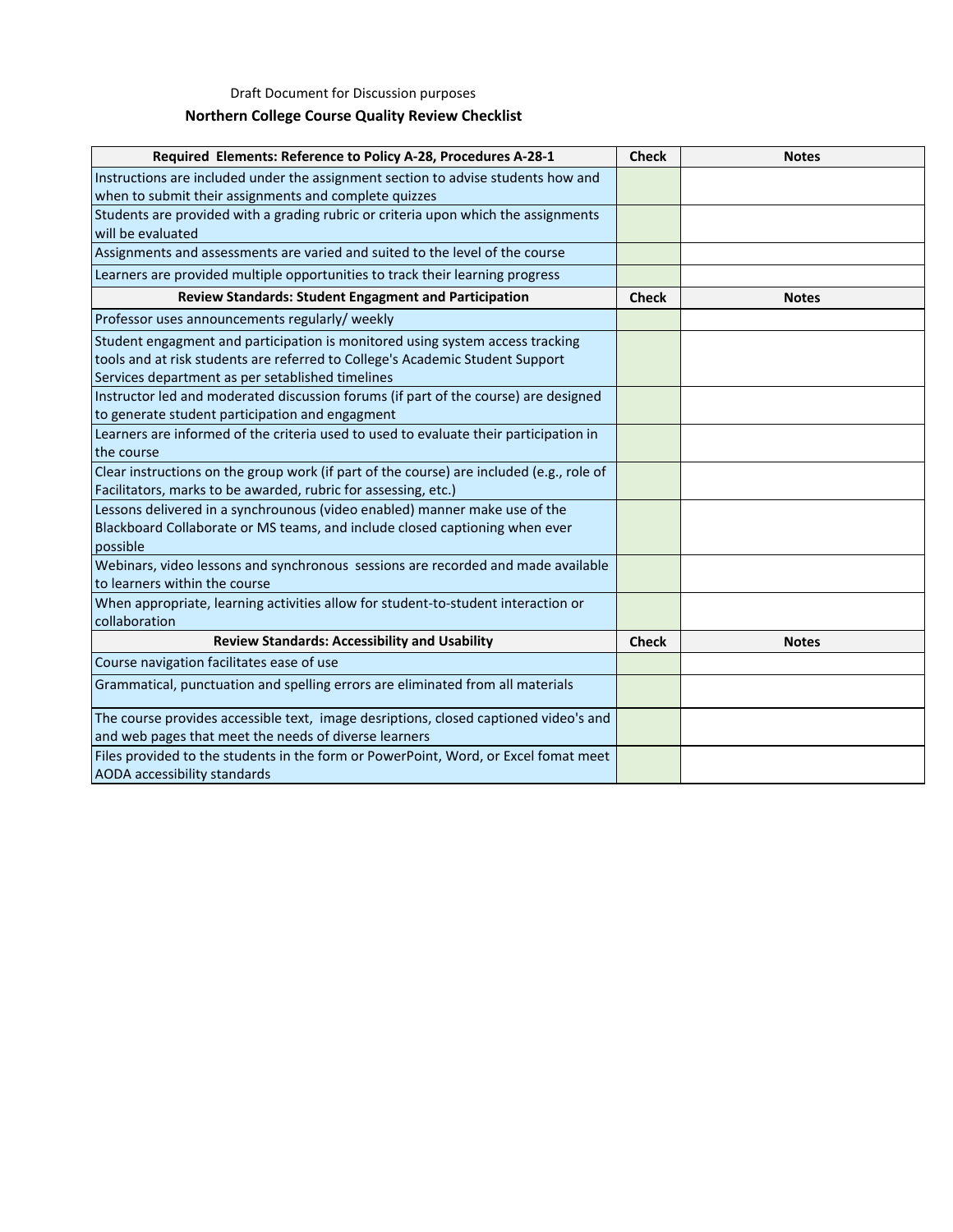Draft Document for Discussion purposes

**Northern College Course Quality Review Checklist**

| Required Elements: Reference to Policy A-28, Procedures A-28-1 | Check | Notes |
|---|---|---|
| Instructions are included under the assignment section to advise students how and when to submit their assignments and complete quizzes | | |
| Students are provided with a grading rubric or criteria upon which the assignments will be evaluated | | |
| Assignments and assessments are varied and suited to the level of the course | | |
| Learners are provided multiple opportunities to track their learning progress | | |
| **Review Standards: Student Engagment and Participation** | **Check** | **Notes** |
| Professor uses announcements regularly/ weekly | | |
| Student engagment and participation is monitored using system access tracking tools and at risk students are referred to College's Academic Student Support Services department as per setablished timelines | | |
| Instructor led and moderated discussion forums (if part of the course) are designed to generate student participation and engagment | | |
| Learners are informed of the criteria used to used to evaluate their participation in the course | | |
| Clear instructions on the group work (if part of the course) are included (e.g., role of Facilitators, marks to be awarded, rubric for assessing, etc.) | | |
| Lessons delivered in a synchrounous (video enabled) manner make use of the Blackboard Collaborate or MS teams, and include closed captioning when ever possible | | |
| Webinars, video lessons and synchronous sessions are recorded and made available to learners within the course | | |
| When appropriate, learning activities allow for student-to-student interaction or collaboration | | |
| **Review Standards: Accessibility and Usability** | **Check** | **Notes** |
| Course navigation facilitates ease of use | | |
| Grammatical, punctuation and spelling errors are eliminated from all materials | | |
| The course provides accessible text, image desriptions, closed captioned video's and and web pages that meet the needs of diverse learners | | |
| Files provided to the students in the form or PowerPoint, Word, or Excel fomat meet AODA accessibility standards | | |